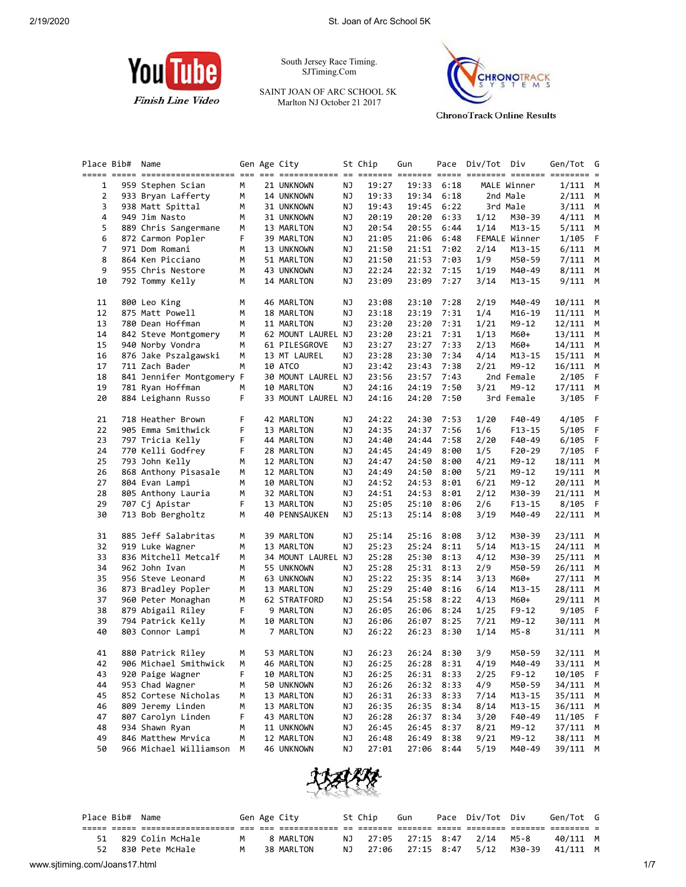YouTube Finish Line Video

South Jersey Race Timing.
SJTiming.Com

SAINT JOAN OF ARC SCHOOL 5K
Marlton NJ October 21 2017

ChronoTrack Online Results

| Place | Bib# | Name | Gen | Age | City | St | Chip | Gun | Pace | Div/Tot | Div | Gen/Tot | G |
|---|---|---|---|---|---|---|---|---|---|---|---|---|---|
| 1 | 959 | Stephen Scian | M | 21 | UNKNOWN | NJ | 19:27 | 19:33 | 6:18 | MALE | Winner | 1/111 | M |
| 2 | 933 | Bryan Lafferty | M | 14 | UNKNOWN | NJ | 19:33 | 19:34 | 6:18 | 2nd | Male | 2/111 | M |
| 3 | 938 | Matt Spittal | M | 31 | UNKNOWN | NJ | 19:43 | 19:45 | 6:22 | 3rd | Male | 3/111 | M |
| 4 | 949 | Jim Nasto | M | 31 | UNKNOWN | NJ | 20:19 | 20:20 | 6:33 | 1/12 | M30-39 | 4/111 | M |
| 5 | 889 | Chris Sangermane | M | 13 | MARLTON | NJ | 20:54 | 20:55 | 6:44 | 1/14 | M13-15 | 5/111 | M |
| 6 | 872 | Carmon Popler | F | 39 | MARLTON | NJ | 21:05 | 21:06 | 6:48 | FEMALE | Winner | 1/105 | F |
| 7 | 971 | Dom Romani | M | 13 | UNKNOWN | NJ | 21:50 | 21:51 | 7:02 | 2/14 | M13-15 | 6/111 | M |
| 8 | 864 | Ken Picciano | M | 51 | MARLTON | NJ | 21:50 | 21:53 | 7:03 | 1/9 | M50-59 | 7/111 | M |
| 9 | 955 | Chris Nestore | M | 43 | UNKNOWN | NJ | 22:24 | 22:32 | 7:15 | 1/19 | M40-49 | 8/111 | M |
| 10 | 792 | Tommy Kelly | M | 14 | MARLTON | NJ | 23:09 | 23:09 | 7:27 | 3/14 | M13-15 | 9/111 | M |
| 11 | 800 | Leo King | M | 46 | MARLTON | NJ | 23:08 | 23:10 | 7:28 | 2/19 | M40-49 | 10/111 | M |
| 12 | 875 | Matt Powell | M | 18 | MARLTON | NJ | 23:18 | 23:19 | 7:31 | 1/4 | M16-19 | 11/111 | M |
| 13 | 780 | Dean Hoffman | M | 11 | MARLTON | NJ | 23:20 | 23:20 | 7:31 | 1/21 | M9-12 | 12/111 | M |
| 14 | 842 | Steve Montgomery | M | 62 | MOUNT LAUREL | NJ | 23:20 | 23:21 | 7:31 | 1/13 | M60+ | 13/111 | M |
| 15 | 940 | Norby Vondra | M | 61 | PILESGROVE | NJ | 23:27 | 23:27 | 7:33 | 2/13 | M60+ | 14/111 | M |
| 16 | 876 | Jake Pszalgawski | M | 13 | MT LAUREL | NJ | 23:28 | 23:30 | 7:34 | 4/14 | M13-15 | 15/111 | M |
| 17 | 711 | Zach Bader | M | 10 | ATCO | NJ | 23:42 | 23:43 | 7:38 | 2/21 | M9-12 | 16/111 | M |
| 18 | 841 | Jennifer Montgomery | F | 30 | MOUNT LAUREL | NJ | 23:56 | 23:57 | 7:43 | 2nd | Female | 2/105 | F |
| 19 | 781 | Ryan Hoffman | M | 10 | MARLTON | NJ | 24:16 | 24:19 | 7:50 | 3/21 | M9-12 | 17/111 | M |
| 20 | 884 | Leighann Russo | F | 33 | MOUNT LAUREL | NJ | 24:16 | 24:20 | 7:50 | 3rd | Female | 3/105 | F |
| 21 | 718 | Heather Brown | F | 42 | MARLTON | NJ | 24:22 | 24:30 | 7:53 | 1/20 | F40-49 | 4/105 | F |
| 22 | 905 | Emma Smithwick | F | 13 | MARLTON | NJ | 24:35 | 24:37 | 7:56 | 1/6 | F13-15 | 5/105 | F |
| 23 | 797 | Tricia Kelly | F | 44 | MARLTON | NJ | 24:40 | 24:44 | 7:58 | 2/20 | F40-49 | 6/105 | F |
| 24 | 770 | Kelli Godfrey | F | 28 | MARLTON | NJ | 24:45 | 24:49 | 8:00 | 1/5 | F20-29 | 7/105 | F |
| 25 | 793 | John Kelly | M | 12 | MARLTON | NJ | 24:47 | 24:50 | 8:00 | 4/21 | M9-12 | 18/111 | M |
| 26 | 868 | Anthony Pisasale | M | 12 | MARLTON | NJ | 24:49 | 24:50 | 8:00 | 5/21 | M9-12 | 19/111 | M |
| 27 | 804 | Evan Lampi | M | 10 | MARLTON | NJ | 24:52 | 24:53 | 8:01 | 6/21 | M9-12 | 20/111 | M |
| 28 | 805 | Anthony Lauria | M | 32 | MARLTON | NJ | 24:51 | 24:53 | 8:01 | 2/12 | M30-39 | 21/111 | M |
| 29 | 707 | Cj Apistar | F | 13 | MARLTON | NJ | 25:05 | 25:10 | 8:06 | 2/6 | F13-15 | 8/105 | F |
| 30 | 713 | Bob Bergholtz | M | 40 | PENNSAUKEN | NJ | 25:13 | 25:14 | 8:08 | 3/19 | M40-49 | 22/111 | M |
| 31 | 885 | Jeff Salabritas | M | 39 | MARLTON | NJ | 25:14 | 25:16 | 8:08 | 3/12 | M30-39 | 23/111 | M |
| 32 | 919 | Luke Wagner | M | 13 | MARLTON | NJ | 25:23 | 25:24 | 8:11 | 5/14 | M13-15 | 24/111 | M |
| 33 | 836 | Mitchell Metcalf | M | 34 | MOUNT LAUREL | NJ | 25:28 | 25:30 | 8:13 | 4/12 | M30-39 | 25/111 | M |
| 34 | 962 | John Ivan | M | 55 | UNKNOWN | NJ | 25:28 | 25:31 | 8:13 | 2/9 | M50-59 | 26/111 | M |
| 35 | 956 | Steve Leonard | M | 63 | UNKNOWN | NJ | 25:22 | 25:35 | 8:14 | 3/13 | M60+ | 27/111 | M |
| 36 | 873 | Bradley Popler | M | 13 | MARLTON | NJ | 25:29 | 25:40 | 8:16 | 6/14 | M13-15 | 28/111 | M |
| 37 | 960 | Peter Monaghan | M | 62 | STRATFORD | NJ | 25:54 | 25:58 | 8:22 | 4/13 | M60+ | 29/111 | M |
| 38 | 879 | Abigail Riley | F | 9 | MARLTON | NJ | 26:05 | 26:06 | 8:24 | 1/25 | F9-12 | 9/105 | F |
| 39 | 794 | Patrick Kelly | M | 10 | MARLTON | NJ | 26:06 | 26:07 | 8:25 | 7/21 | M9-12 | 30/111 | M |
| 40 | 803 | Connor Lampi | M | 7 | MARLTON | NJ | 26:22 | 26:23 | 8:30 | 1/14 | M5-8 | 31/111 | M |
| 41 | 880 | Patrick Riley | M | 53 | MARLTON | NJ | 26:23 | 26:24 | 8:30 | 3/9 | M50-59 | 32/111 | M |
| 42 | 906 | Michael Smithwick | M | 46 | MARLTON | NJ | 26:25 | 26:28 | 8:31 | 4/19 | M40-49 | 33/111 | M |
| 43 | 920 | Paige Wagner | F | 10 | MARLTON | NJ | 26:25 | 26:31 | 8:33 | 2/25 | F9-12 | 10/105 | F |
| 44 | 953 | Chad Wagner | M | 50 | UNKNOWN | NJ | 26:26 | 26:32 | 8:33 | 4/9 | M50-59 | 34/111 | M |
| 45 | 852 | Cortese Nicholas | M | 13 | MARLTON | NJ | 26:31 | 26:33 | 8:33 | 7/14 | M13-15 | 35/111 | M |
| 46 | 809 | Jeremy Linden | M | 13 | MARLTON | NJ | 26:35 | 26:35 | 8:34 | 8/14 | M13-15 | 36/111 | M |
| 47 | 807 | Carolyn Linden | F | 43 | MARLTON | NJ | 26:28 | 26:37 | 8:34 | 3/20 | F40-49 | 11/105 | F |
| 48 | 934 | Shawn Ryan | M | 11 | UNKNOWN | NJ | 26:45 | 26:45 | 8:37 | 8/21 | M9-12 | 37/111 | M |
| 49 | 846 | Matthew Mrvica | M | 12 | MARLTON | NJ | 26:48 | 26:49 | 8:38 | 9/21 | M9-12 | 38/111 | M |
| 50 | 966 | Michael Williamson | M | 46 | UNKNOWN | NJ | 27:01 | 27:06 | 8:44 | 5/19 | M40-49 | 39/111 | M |
| 51 | 829 | Colin McHale | M | 8 | MARLTON | NJ | 27:05 | 27:15 | 8:47 | 2/14 | M5-8 | 40/111 | M |
| 52 | 830 | Pete McHale | M | 38 | MARLTON | NJ | 27:06 | 27:15 | 8:47 | 5/12 | M30-39 | 41/111 | M |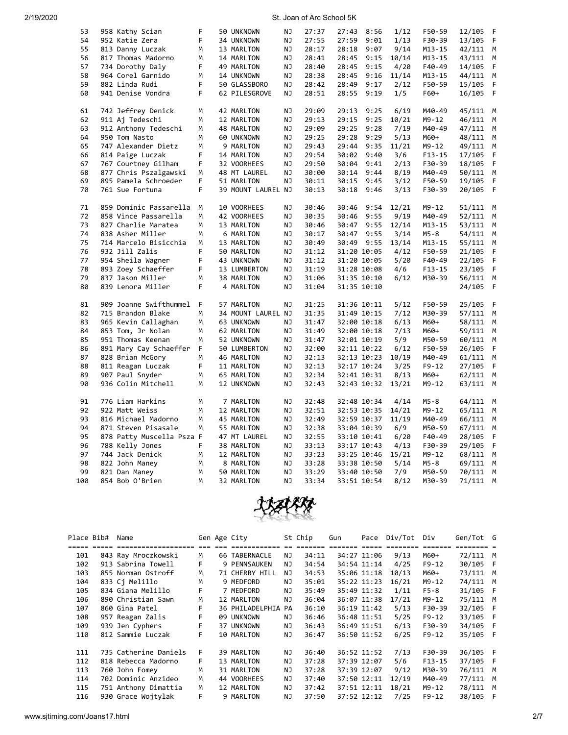| Place | Bib# | Name | Gen | Age | City | St | Chip | Gun | Pace | Div/Tot | Div | Gen/Tot | G |
|---|---|---|---|---|---|---|---|---|---|---|---|---|---|
| 53 | 958 | Kathy Scian | F | 50 | UNKNOWN | NJ | 27:37 | 27:43 | 8:56 | 1/12 | F50-59 | 12/105 | F |
| 54 | 952 | Katie Zera | F | 34 | UNKNOWN | NJ | 27:55 | 27:59 | 9:01 | 1/13 | F30-39 | 13/105 | F |
| 55 | 813 | Danny Luczak | M | 13 | MARLTON | NJ | 28:17 | 28:18 | 9:07 | 9/14 | M13-15 | 42/111 | M |
| 56 | 817 | Thomas Madorno | M | 14 | MARLTON | NJ | 28:41 | 28:45 | 9:15 | 10/14 | M13-15 | 43/111 | M |
| 57 | 734 | Dorothy Daly | F | 49 | MARLTON | NJ | 28:40 | 28:45 | 9:15 | 4/20 | F40-49 | 14/105 | F |
| 58 | 964 | Corel Garnido | M | 14 | UNKNOWN | NJ | 28:38 | 28:45 | 9:16 | 11/14 | M13-15 | 44/111 | M |
| 59 | 882 | Linda Rudi | F | 50 | GLASSBORO | NJ | 28:42 | 28:49 | 9:17 | 2/12 | F50-59 | 15/105 | F |
| 60 | 941 | Denise Vondra | F | 62 | PILESGROVE | NJ | 28:51 | 28:55 | 9:19 | 1/5 | F60+ | 16/105 | F |
| 61 | 742 | Jeffrey Denick | M | 42 | MARLTON | NJ | 29:09 | 29:13 | 9:25 | 6/19 | M40-49 | 45/111 | M |
| 62 | 911 | Aj Tedeschi | M | 12 | MARLTON | NJ | 29:13 | 29:15 | 9:25 | 10/21 | M9-12 | 46/111 | M |
| 63 | 912 | Anthony Tedeschi | M | 48 | MARLTON | NJ | 29:09 | 29:25 | 9:28 | 7/19 | M40-49 | 47/111 | M |
| 64 | 950 | Tom Nasto | M | 60 | UNKNOWN | NJ | 29:25 | 29:28 | 9:29 | 5/13 | M60+ | 48/111 | M |
| 65 | 747 | Alexander Dietz | M | 9 | MARLTON | NJ | 29:43 | 29:44 | 9:35 | 11/21 | M9-12 | 49/111 | M |
| 66 | 814 | Paige Luczak | F | 14 | MARLTON | NJ | 29:54 | 30:02 | 9:40 | 3/6 | F13-15 | 17/105 | F |
| 67 | 767 | Courtney Gilham | F | 32 | VOORHEES | NJ | 29:50 | 30:04 | 9:41 | 2/13 | F30-39 | 18/105 | F |
| 68 | 877 | Chris Pszalgawski | M | 48 | MT LAUREL | NJ | 30:00 | 30:14 | 9:44 | 8/19 | M40-49 | 50/111 | M |
| 69 | 895 | Pamela Schroeder | F | 51 | MARLTON | NJ | 30:11 | 30:15 | 9:45 | 3/12 | F50-59 | 19/105 | F |
| 70 | 761 | Sue Fortuna | F | 39 | MOUNT LAUREL | NJ | 30:13 | 30:18 | 9:46 | 3/13 | F30-39 | 20/105 | F |
| 71 | 859 | Dominic Passarella | M | 10 | VOORHEES | NJ | 30:46 | 30:46 | 9:54 | 12/21 | M9-12 | 51/111 | M |
| 72 | 858 | Vince Passarella | M | 42 | VOORHEES | NJ | 30:35 | 30:46 | 9:55 | 9/19 | M40-49 | 52/111 | M |
| 73 | 827 | Charlie Maratea | M | 13 | MARLTON | NJ | 30:46 | 30:47 | 9:55 | 12/14 | M13-15 | 53/111 | M |
| 74 | 838 | Asher Miller | M | 6 | MARLTON | NJ | 30:17 | 30:47 | 9:55 | 3/14 | M5-8 | 54/111 | M |
| 75 | 714 | Marcelo Bisicchia | M | 13 | MARLTON | NJ | 30:49 | 30:49 | 9:55 | 13/14 | M13-15 | 55/111 | M |
| 76 | 932 | Jill Zalis | F | 50 | MARLTON | NJ | 31:12 | 31:20 | 10:05 | 4/12 | F50-59 | 21/105 | F |
| 77 | 954 | Sheila Wagner | F | 43 | UNKNOWN | NJ | 31:12 | 31:20 | 10:05 | 5/20 | F40-49 | 22/105 | F |
| 78 | 893 | Zoey Schaeffer | F | 13 | LUMBERTON | NJ | 31:19 | 31:28 | 10:08 | 4/6 | F13-15 | 23/105 | F |
| 79 | 837 | Jason Miller | M | 38 | MARLTON | NJ | 31:06 | 31:35 | 10:10 | 6/12 | M30-39 | 56/111 | M |
| 80 | 839 | Lenora Miller | F | 4 | MARLTON | NJ | 31:04 | 31:35 | 10:10 | | | 24/105 | F |
| 81 | 909 | Joanne Swifthummel | F | 57 | MARLTON | NJ | 31:25 | 31:36 | 10:11 | 5/12 | F50-59 | 25/105 | F |
| 82 | 715 | Brandon Blake | M | 34 | MOUNT LAUREL | NJ | 31:35 | 31:49 | 10:15 | 7/12 | M30-39 | 57/111 | M |
| 83 | 965 | Kevin Callaghan | M | 63 | UNKNOWN | NJ | 31:47 | 32:00 | 10:18 | 6/13 | M60+ | 58/111 | M |
| 84 | 853 | Tom, Jr Nolan | M | 62 | MARLTON | NJ | 31:49 | 32:00 | 10:18 | 7/13 | M60+ | 59/111 | M |
| 85 | 951 | Thomas Keenan | M | 52 | UNKNOWN | NJ | 31:47 | 32:01 | 10:19 | 5/9 | M50-59 | 60/111 | M |
| 86 | 891 | Mary Cay Schaeffer | F | 50 | LUMBERTON | NJ | 32:00 | 32:11 | 10:22 | 6/12 | F50-59 | 26/105 | F |
| 87 | 828 | Brian McGory | M | 46 | MARLTON | NJ | 32:13 | 32:13 | 10:23 | 10/19 | M40-49 | 61/111 | M |
| 88 | 811 | Reagan Luczak | F | 11 | MARLTON | NJ | 32:13 | 32:17 | 10:24 | 3/25 | F9-12 | 27/105 | F |
| 89 | 907 | Paul Snyder | M | 65 | MARLTON | NJ | 32:34 | 32:41 | 10:31 | 8/13 | M60+ | 62/111 | M |
| 90 | 936 | Colin Mitchell | M | 12 | UNKNOWN | NJ | 32:43 | 32:43 | 10:32 | 13/21 | M9-12 | 63/111 | M |
| 91 | 776 | Liam Harkins | M | 7 | MARLTON | NJ | 32:48 | 32:48 | 10:34 | 4/14 | M5-8 | 64/111 | M |
| 92 | 922 | Matt Weiss | M | 12 | MARLTON | NJ | 32:51 | 32:53 | 10:35 | 14/21 | M9-12 | 65/111 | M |
| 93 | 816 | Michael Madorno | M | 45 | MARLTON | NJ | 32:49 | 32:59 | 10:37 | 11/19 | M40-49 | 66/111 | M |
| 94 | 871 | Steven Pisasale | M | 55 | MARLTON | NJ | 32:38 | 33:04 | 10:39 | 6/9 | M50-59 | 67/111 | M |
| 95 | 878 | Patty Muscella Psza | F | 47 | MT LAUREL | NJ | 32:55 | 33:10 | 10:41 | 6/20 | F40-49 | 28/105 | F |
| 96 | 788 | Kelly Jones | F | 38 | MARLTON | NJ | 33:13 | 33:17 | 10:43 | 4/13 | F30-39 | 29/105 | F |
| 97 | 744 | Jack Denick | M | 12 | MARLTON | NJ | 33:23 | 33:25 | 10:46 | 15/21 | M9-12 | 68/111 | M |
| 98 | 822 | John Maney | M | 8 | MARLTON | NJ | 33:28 | 33:38 | 10:50 | 5/14 | M5-8 | 69/111 | M |
| 99 | 821 | Dan Maney | M | 50 | MARLTON | NJ | 33:29 | 33:40 | 10:50 | 7/9 | M50-59 | 70/111 | M |
| 100 | 854 | Bob O'Brien | M | 32 | MARLTON | NJ | 33:34 | 33:51 | 10:54 | 8/12 | M30-39 | 71/111 | M |
| 101 | 843 | Ray Mroczkowski | M | 66 | TABERNACLE | NJ | 34:11 | 34:27 | 11:06 | 9/13 | M60+ | 72/111 | M |
| 102 | 913 | Sabrina Towell | F | 9 | PENNSAUKEN | NJ | 34:54 | 34:54 | 11:14 | 4/25 | F9-12 | 30/105 | F |
| 103 | 855 | Norman Ostroff | M | 71 | CHERRY HILL | NJ | 34:53 | 35:06 | 11:18 | 10/13 | M60+ | 73/111 | M |
| 104 | 833 | Cj Melillo | M | 9 | MEDFORD | NJ | 35:01 | 35:22 | 11:23 | 16/21 | M9-12 | 74/111 | M |
| 105 | 834 | Giana Melillo | F | 7 | MEDFORD | NJ | 35:49 | 35:49 | 11:32 | 1/11 | F5-8 | 31/105 | F |
| 106 | 890 | Christian Sawn | M | 12 | MARLTON | NJ | 36:04 | 36:07 | 11:38 | 17/21 | M9-12 | 75/111 | M |
| 107 | 860 | Gina Patel | F | 36 | PHILADELPHIA | PA | 36:10 | 36:19 | 11:42 | 5/13 | F30-39 | 32/105 | F |
| 108 | 957 | Reagan Zalis | F | 09 | UNKNOWN | NJ | 36:46 | 36:48 | 11:51 | 5/25 | F9-12 | 33/105 | F |
| 109 | 939 | Jen Cyphers | F | 37 | UNKNOWN | NJ | 36:43 | 36:49 | 11:51 | 6/13 | F30-39 | 34/105 | F |
| 110 | 812 | Sammie Luczak | F | 10 | MARLTON | NJ | 36:47 | 36:50 | 11:52 | 6/25 | F9-12 | 35/105 | F |
| 111 | 735 | Catherine Daniels | F | 39 | MARLTON | NJ | 36:40 | 36:52 | 11:52 | 7/13 | F30-39 | 36/105 | F |
| 112 | 818 | Rebecca Madorno | F | 13 | MARLTON | NJ | 37:28 | 37:39 | 12:07 | 5/6 | F13-15 | 37/105 | F |
| 113 | 760 | John Fomey | M | 31 | MARLTON | NJ | 37:28 | 37:39 | 12:07 | 9/12 | M30-39 | 76/111 | M |
| 114 | 702 | Dominic Anzideo | M | 44 | VOORHEES | NJ | 37:40 | 37:50 | 12:11 | 12/19 | M40-49 | 77/111 | M |
| 115 | 751 | Anthony Dimattia | M | 12 | MARLTON | NJ | 37:42 | 37:51 | 12:11 | 18/21 | M9-12 | 78/111 | M |
| 116 | 930 | Grace Wojtylak | F | 9 | MARLTON | NJ | 37:50 | 37:52 | 12:12 | 7/25 | F9-12 | 38/105 | F |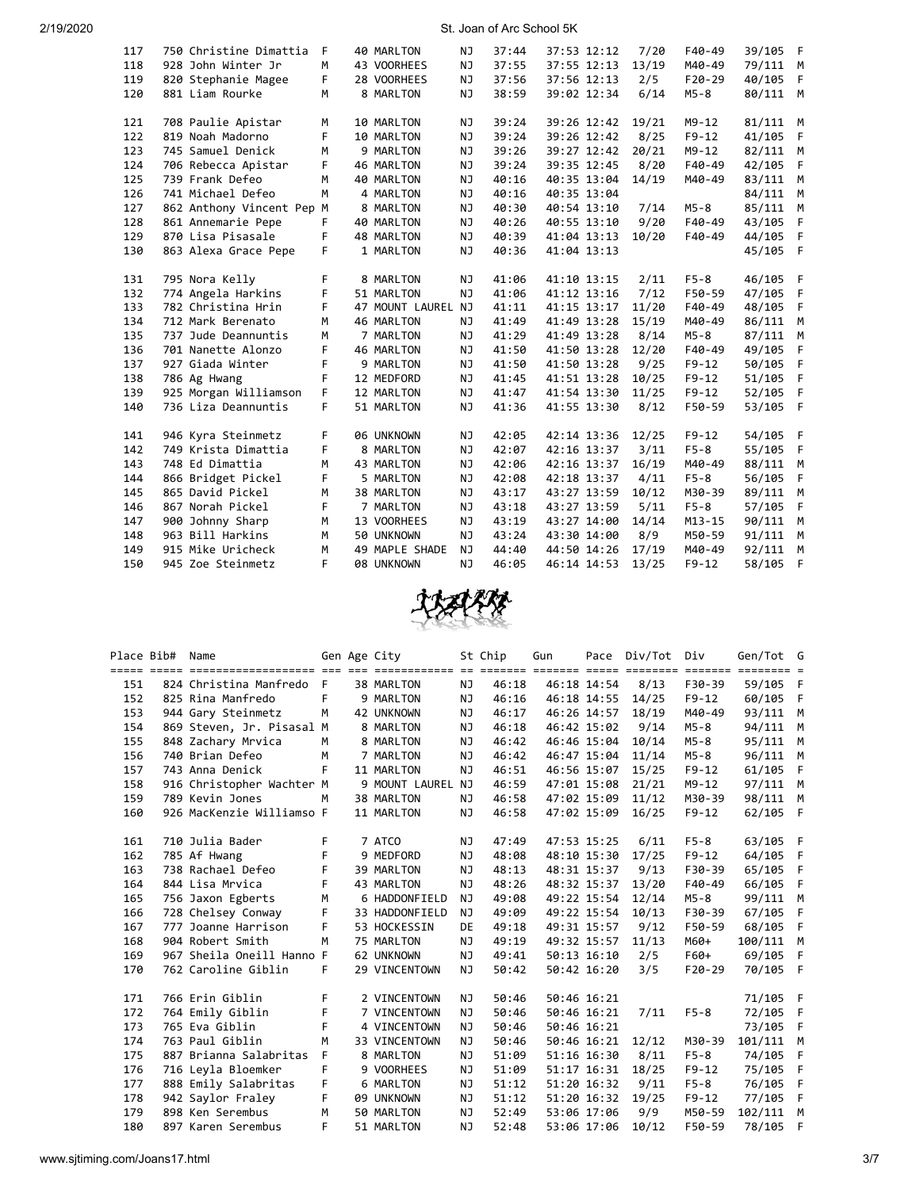| Place | Bib# | Name | Gen | Age | City | St | Chip | Gun | Pace | Div/Tot | Div | Gen/Tot | G |
|---|---|---|---|---|---|---|---|---|---|---|---|---|---|
| 117 | 750 | Christine Dimattia | F | 40 | MARLTON | NJ | 37:44 | 37:53 | 12:12 | 7/20 | F40-49 | 39/105 | F |
| 118 | 928 | John Winter Jr | M | 43 | VOORHEES | NJ | 37:55 | 37:55 | 12:13 | 13/19 | M40-49 | 79/111 | M |
| 119 | 820 | Stephanie Magee | F | 28 | VOORHEES | NJ | 37:56 | 37:56 | 12:13 | 2/5 | F20-29 | 40/105 | F |
| 120 | 881 | Liam Rourke | M | 8 | MARLTON | NJ | 38:59 | 39:02 | 12:34 | 6/14 | M5-8 | 80/111 | M |
| 121 | 708 | Paulie Apistar | M | 10 | MARLTON | NJ | 39:24 | 39:26 | 12:42 | 19/21 | M9-12 | 81/111 | M |
| 122 | 819 | Noah Madorno | F | 10 | MARLTON | NJ | 39:24 | 39:26 | 12:42 | 8/25 | F9-12 | 41/105 | F |
| 123 | 745 | Samuel Denick | M | 9 | MARLTON | NJ | 39:26 | 39:27 | 12:42 | 20/21 | M9-12 | 82/111 | M |
| 124 | 706 | Rebecca Apistar | F | 46 | MARLTON | NJ | 39:24 | 39:35 | 12:45 | 8/20 | F40-49 | 42/105 | F |
| 125 | 739 | Frank Defeo | M | 40 | MARLTON | NJ | 40:16 | 40:35 | 13:04 | 14/19 | M40-49 | 83/111 | M |
| 126 | 741 | Michael Defeo | M | 4 | MARLTON | NJ | 40:16 | 40:35 | 13:04 | | | 84/111 | M |
| 127 | 862 | Anthony Vincent Pep | M | 8 | MARLTON | NJ | 40:30 | 40:54 | 13:10 | 7/14 | M5-8 | 85/111 | M |
| 128 | 861 | Annemarie Pepe | F | 40 | MARLTON | NJ | 40:26 | 40:55 | 13:10 | 9/20 | F40-49 | 43/105 | F |
| 129 | 870 | Lisa Pisasale | F | 48 | MARLTON | NJ | 40:39 | 41:04 | 13:13 | 10/20 | F40-49 | 44/105 | F |
| 130 | 863 | Alexa Grace Pepe | F | 1 | MARLTON | NJ | 40:36 | 41:04 | 13:13 | | | 45/105 | F |
| 131 | 795 | Nora Kelly | F | 8 | MARLTON | NJ | 41:06 | 41:10 | 13:15 | 2/11 | F5-8 | 46/105 | F |
| 132 | 774 | Angela Harkins | F | 51 | MARLTON | NJ | 41:06 | 41:12 | 13:16 | 7/12 | F50-59 | 47/105 | F |
| 133 | 782 | Christina Hrin | F | 47 | MOUNT LAUREL | NJ | 41:11 | 41:15 | 13:17 | 11/20 | F40-49 | 48/105 | F |
| 134 | 712 | Mark Berenato | M | 46 | MARLTON | NJ | 41:49 | 41:49 | 13:28 | 15/19 | M40-49 | 86/111 | M |
| 135 | 737 | Jude Deannuntis | M | 7 | MARLTON | NJ | 41:29 | 41:49 | 13:28 | 8/14 | M5-8 | 87/111 | M |
| 136 | 701 | Nanette Alonzo | F | 46 | MARLTON | NJ | 41:50 | 41:50 | 13:28 | 12/20 | F40-49 | 49/105 | F |
| 137 | 927 | Giada Winter | F | 9 | MARLTON | NJ | 41:50 | 41:50 | 13:28 | 9/25 | F9-12 | 50/105 | F |
| 138 | 786 | Ag Hwang | F | 12 | MEDFORD | NJ | 41:45 | 41:51 | 13:28 | 10/25 | F9-12 | 51/105 | F |
| 139 | 925 | Morgan Williamson | F | 12 | MARLTON | NJ | 41:47 | 41:54 | 13:30 | 11/25 | F9-12 | 52/105 | F |
| 140 | 736 | Liza Deannuntis | F | 51 | MARLTON | NJ | 41:36 | 41:55 | 13:30 | 8/12 | F50-59 | 53/105 | F |
| 141 | 946 | Kyra Steinmetz | F | 06 | UNKNOWN | NJ | 42:05 | 42:14 | 13:36 | 12/25 | F9-12 | 54/105 | F |
| 142 | 749 | Krista Dimattia | F | 8 | MARLTON | NJ | 42:07 | 42:16 | 13:37 | 3/11 | F5-8 | 55/105 | F |
| 143 | 748 | Ed Dimattia | M | 43 | MARLTON | NJ | 42:06 | 42:16 | 13:37 | 16/19 | M40-49 | 88/111 | M |
| 144 | 866 | Bridget Pickel | F | 5 | MARLTON | NJ | 42:08 | 42:18 | 13:37 | 4/11 | F5-8 | 56/105 | F |
| 145 | 865 | David Pickel | M | 38 | MARLTON | NJ | 43:17 | 43:27 | 13:59 | 10/12 | M30-39 | 89/111 | M |
| 146 | 867 | Norah Pickel | F | 7 | MARLTON | NJ | 43:18 | 43:27 | 13:59 | 5/11 | F5-8 | 57/105 | F |
| 147 | 900 | Johnny Sharp | M | 13 | VOORHEES | NJ | 43:19 | 43:27 | 14:00 | 14/14 | M13-15 | 90/111 | M |
| 148 | 963 | Bill Harkins | M | 50 | UNKNOWN | NJ | 43:24 | 43:30 | 14:00 | 8/9 | M50-59 | 91/111 | M |
| 149 | 915 | Mike Uricheck | M | 49 | MAPLE SHADE | NJ | 44:40 | 44:50 | 14:26 | 17/19 | M40-49 | 92/111 | M |
| 150 | 945 | Zoe Steinmetz | F | 08 | UNKNOWN | NJ | 46:05 | 46:14 | 14:53 | 13/25 | F9-12 | 58/105 | F |
| 151 | 824 | Christina Manfredo | F | 38 | MARLTON | NJ | 46:18 | 46:18 | 14:54 | 8/13 | F30-39 | 59/105 | F |
| 152 | 825 | Rina Manfredo | F | 9 | MARLTON | NJ | 46:16 | 46:18 | 14:55 | 14/25 | F9-12 | 60/105 | F |
| 153 | 944 | Gary Steinmetz | M | 42 | UNKNOWN | NJ | 46:17 | 46:26 | 14:57 | 18/19 | M40-49 | 93/111 | M |
| 154 | 869 | Steven, Jr. Pisasal | M | 8 | MARLTON | NJ | 46:18 | 46:42 | 15:02 | 9/14 | M5-8 | 94/111 | M |
| 155 | 848 | Zachary Mrvica | M | 8 | MARLTON | NJ | 46:42 | 46:46 | 15:04 | 10/14 | M5-8 | 95/111 | M |
| 156 | 740 | Brian Defeo | M | 7 | MARLTON | NJ | 46:42 | 46:47 | 15:04 | 11/14 | M5-8 | 96/111 | M |
| 157 | 743 | Anna Denick | F | 11 | MARLTON | NJ | 46:51 | 46:56 | 15:07 | 15/25 | F9-12 | 61/105 | F |
| 158 | 916 | Christopher Wachter | M | 9 | MOUNT LAUREL | NJ | 46:59 | 47:01 | 15:08 | 21/21 | M9-12 | 97/111 | M |
| 159 | 789 | Kevin Jones | M | 38 | MARLTON | NJ | 46:58 | 47:02 | 15:09 | 11/12 | M30-39 | 98/111 | M |
| 160 | 926 | MacKenzie Williamso | F | 11 | MARLTON | NJ | 46:58 | 47:02 | 15:09 | 16/25 | F9-12 | 62/105 | F |
| 161 | 710 | Julia Bader | F | 7 | ATCO | NJ | 47:49 | 47:53 | 15:25 | 6/11 | F5-8 | 63/105 | F |
| 162 | 785 | Af Hwang | F | 9 | MEDFORD | NJ | 48:08 | 48:10 | 15:30 | 17/25 | F9-12 | 64/105 | F |
| 163 | 738 | Rachael Defeo | F | 39 | MARLTON | NJ | 48:13 | 48:31 | 15:37 | 9/13 | F30-39 | 65/105 | F |
| 164 | 844 | Lisa Mrvica | F | 43 | MARLTON | NJ | 48:26 | 48:32 | 15:37 | 13/20 | F40-49 | 66/105 | F |
| 165 | 756 | Jaxon Egberts | M | 6 | HADDONFIELD | NJ | 49:08 | 49:22 | 15:54 | 12/14 | M5-8 | 99/111 | M |
| 166 | 728 | Chelsey Conway | F | 33 | HADDONFIELD | NJ | 49:09 | 49:22 | 15:54 | 10/13 | F30-39 | 67/105 | F |
| 167 | 777 | Joanne Harrison | F | 53 | HOCKESSIN | DE | 49:18 | 49:31 | 15:57 | 9/12 | F50-59 | 68/105 | F |
| 168 | 904 | Robert Smith | M | 75 | MARLTON | NJ | 49:19 | 49:32 | 15:57 | 11/13 | M60+ | 100/111 | M |
| 169 | 967 | Sheila Oneill Hanno | F | 62 | UNKNOWN | NJ | 49:41 | 50:13 | 16:10 | 2/5 | F60+ | 69/105 | F |
| 170 | 762 | Caroline Giblin | F | 29 | VINCENTOWN | NJ | 50:42 | 50:42 | 16:20 | 3/5 | F20-29 | 70/105 | F |
| 171 | 766 | Erin Giblin | F | 2 | VINCENTOWN | NJ | 50:46 | 50:46 | 16:21 | | | 71/105 | F |
| 172 | 764 | Emily Giblin | F | 7 | VINCENTOWN | NJ | 50:46 | 50:46 | 16:21 | 7/11 | F5-8 | 72/105 | F |
| 173 | 765 | Eva Giblin | F | 4 | VINCENTOWN | NJ | 50:46 | 50:46 | 16:21 | | | 73/105 | F |
| 174 | 763 | Paul Giblin | M | 33 | VINCENTOWN | NJ | 50:46 | 50:46 | 16:21 | 12/12 | M30-39 | 101/111 | M |
| 175 | 887 | Brianna Salabritas | F | 8 | MARLTON | NJ | 51:09 | 51:16 | 16:30 | 8/11 | F5-8 | 74/105 | F |
| 176 | 716 | Leyla Bloemker | F | 9 | VOORHEES | NJ | 51:09 | 51:17 | 16:31 | 18/25 | F9-12 | 75/105 | F |
| 177 | 888 | Emily Salabritas | F | 6 | MARLTON | NJ | 51:12 | 51:20 | 16:32 | 9/11 | F5-8 | 76/105 | F |
| 178 | 942 | Saylor Fraley | F | 09 | UNKNOWN | NJ | 51:12 | 51:20 | 16:32 | 19/25 | F9-12 | 77/105 | F |
| 179 | 898 | Ken Serembus | M | 50 | MARLTON | NJ | 52:49 | 53:06 | 17:06 | 9/9 | M50-59 | 102/111 | M |
| 180 | 897 | Karen Serembus | F | 51 | MARLTON | NJ | 52:48 | 53:06 | 17:06 | 10/12 | F50-59 | 78/105 | F |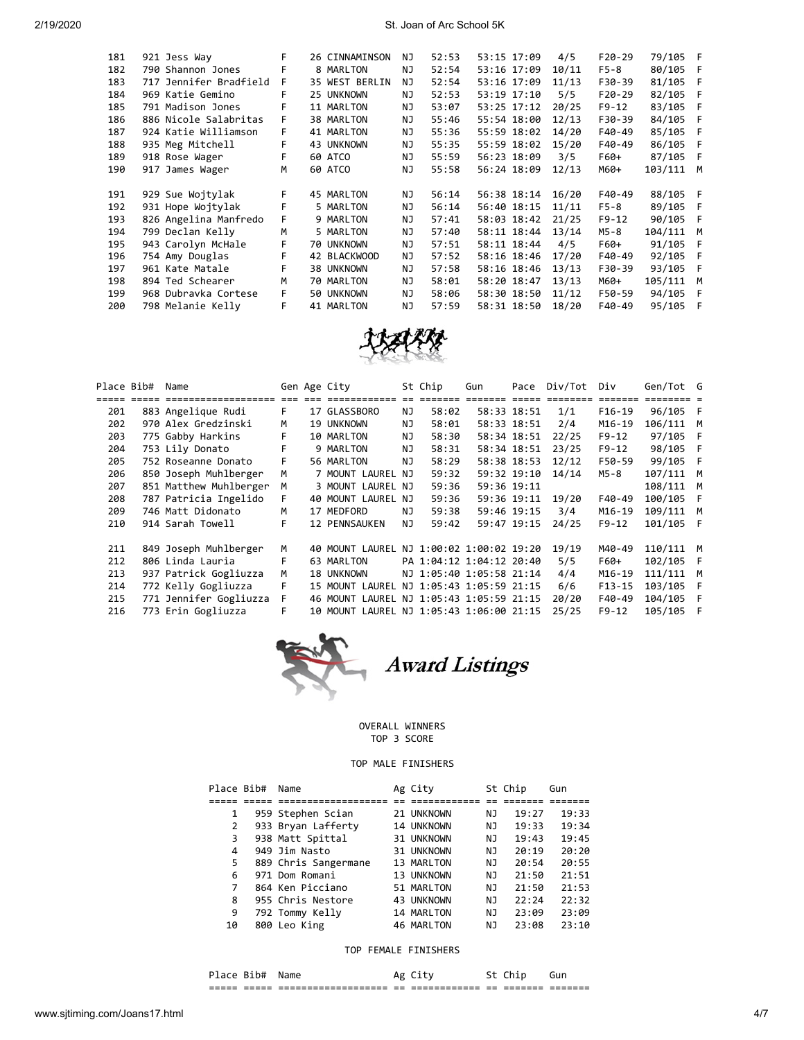| Place | Bib# | Name | Gen | Age | City | St | Chip | Gun | Pace | Div/Tot | Div | Gen/Tot | G |
|---|---|---|---|---|---|---|---|---|---|---|---|---|---|
| 181 | 921 | Jess Way | F | 26 | CINNAMINSON | NJ | 52:53 | 53:15 | 17:09 | 4/5 | F20-29 | 79/105 | F |
| 182 | 790 | Shannon Jones | F | 8 | MARLTON | NJ | 52:54 | 53:16 | 17:09 | 10/11 | F5-8 | 80/105 | F |
| 183 | 717 | Jennifer Bradfield | F | 35 | WEST BERLIN | NJ | 52:54 | 53:16 | 17:09 | 11/13 | F30-39 | 81/105 | F |
| 184 | 969 | Katie Gemino | F | 25 | UNKNOWN | NJ | 52:53 | 53:19 | 17:10 | 5/5 | F20-29 | 82/105 | F |
| 185 | 791 | Madison Jones | F | 11 | MARLTON | NJ | 53:07 | 53:25 | 17:12 | 20/25 | F9-12 | 83/105 | F |
| 186 | 886 | Nicole Salabritas | F | 38 | MARLTON | NJ | 55:46 | 55:54 | 18:00 | 12/13 | F30-39 | 84/105 | F |
| 187 | 924 | Katie Williamson | F | 41 | MARLTON | NJ | 55:36 | 55:59 | 18:02 | 14/20 | F40-49 | 85/105 | F |
| 188 | 935 | Meg Mitchell | F | 43 | UNKNOWN | NJ | 55:35 | 55:59 | 18:02 | 15/20 | F40-49 | 86/105 | F |
| 189 | 918 | Rose Wager | F | 60 | ATCO | NJ | 55:59 | 56:23 | 18:09 | 3/5 | F60+ | 87/105 | F |
| 190 | 917 | James Wager | M | 60 | ATCO | NJ | 55:58 | 56:24 | 18:09 | 12/13 | M60+ | 103/111 | M |
| 191 | 929 | Sue Wojtylak | F | 45 | MARLTON | NJ | 56:14 | 56:38 | 18:14 | 16/20 | F40-49 | 88/105 | F |
| 192 | 931 | Hope Wojtylak | F | 5 | MARLTON | NJ | 56:14 | 56:40 | 18:15 | 11/11 | F5-8 | 89/105 | F |
| 193 | 826 | Angelina Manfredo | F | 9 | MARLTON | NJ | 57:41 | 58:03 | 18:42 | 21/25 | F9-12 | 90/105 | F |
| 194 | 799 | Declan Kelly | M | 5 | MARLTON | NJ | 57:40 | 58:11 | 18:44 | 13/14 | M5-8 | 104/111 | M |
| 195 | 943 | Carolyn McHale | F | 70 | UNKNOWN | NJ | 57:51 | 58:11 | 18:44 | 4/5 | F60+ | 91/105 | F |
| 196 | 754 | Amy Douglas | F | 42 | BLACKWOOD | NJ | 57:52 | 58:16 | 18:46 | 17/20 | F40-49 | 92/105 | F |
| 197 | 961 | Kate Matale | F | 38 | UNKNOWN | NJ | 57:58 | 58:16 | 18:46 | 13/13 | F30-39 | 93/105 | F |
| 198 | 894 | Ted Schearer | M | 70 | MARLTON | NJ | 58:01 | 58:20 | 18:47 | 13/13 | M60+ | 105/111 | M |
| 199 | 968 | Dubravka Cortese | F | 50 | UNKNOWN | NJ | 58:06 | 58:30 | 18:50 | 11/12 | F50-59 | 94/105 | F |
| 200 | 798 | Melanie Kelly | F | 41 | MARLTON | NJ | 57:59 | 58:31 | 18:50 | 18/20 | F40-49 | 95/105 | F |

| Place | Bib# | Name | Gen | Age | City | St | Chip | Gun | Pace | Div/Tot | Div | Gen/Tot | G |
|---|---|---|---|---|---|---|---|---|---|---|---|---|---|
| 201 | 883 | Angelique Rudi | F | 17 | GLASSBORO | NJ | 58:02 | 58:33 | 18:51 | 1/1 | F16-19 | 96/105 | F |
| 202 | 970 | Alex Gredzinski | M | 19 | UNKNOWN | NJ | 58:01 | 58:33 | 18:51 | 2/4 | M16-19 | 106/111 | M |
| 203 | 775 | Gabby Harkins | F | 10 | MARLTON | NJ | 58:30 | 58:34 | 18:51 | 22/25 | F9-12 | 97/105 | F |
| 204 | 753 | Lily Donato | F | 9 | MARLTON | NJ | 58:31 | 58:34 | 18:51 | 23/25 | F9-12 | 98/105 | F |
| 205 | 752 | Roseanne Donato | F | 56 | MARLTON | NJ | 58:29 | 58:38 | 18:53 | 12/12 | F50-59 | 99/105 | F |
| 206 | 850 | Joseph Muhlberger | M | 7 | MOUNT LAUREL | NJ | 59:32 | 59:32 | 19:10 | 14/14 | M5-8 | 107/111 | M |
| 207 | 851 | Matthew Muhlberger | M | 3 | MOUNT LAUREL | NJ | 59:36 | 59:36 | 19:11 | | | 108/111 | M |
| 208 | 787 | Patricia Ingelido | F | 40 | MOUNT LAUREL | NJ | 59:36 | 59:36 | 19:11 | 19/20 | F40-49 | 100/105 | F |
| 209 | 746 | Matt Didonato | M | 17 | MEDFORD | NJ | 59:38 | 59:46 | 19:15 | 3/4 | M16-19 | 109/111 | M |
| 210 | 914 | Sarah Towell | F | 12 | PENNSAUKEN | NJ | 59:42 | 59:47 | 19:15 | 24/25 | F9-12 | 101/105 | F |
| 211 | 849 | Joseph Muhlberger | M | 40 | MOUNT LAUREL | NJ | 1:00:02 | 1:00:02 | 19:20 | 19/19 | M40-49 | 110/111 | M |
| 212 | 806 | Linda Lauria | F | 63 | MARLTON | PA | 1:04:12 | 1:04:12 | 20:40 | 5/5 | F60+ | 102/105 | F |
| 213 | 937 | Patrick Gogliuzza | M | 18 | UNKNOWN | NJ | 1:05:40 | 1:05:58 | 21:14 | 4/4 | M16-19 | 111/111 | M |
| 214 | 772 | Kelly Gogliuzza | F | 15 | MOUNT LAUREL | NJ | 1:05:43 | 1:05:59 | 21:15 | 6/6 | F13-15 | 103/105 | F |
| 215 | 771 | Jennifer Gogliuzza | F | 46 | MOUNT LAUREL | NJ | 1:05:43 | 1:05:59 | 21:15 | 20/20 | F40-49 | 104/105 | F |
| 216 | 773 | Erin Gogliuzza | F | 10 | MOUNT LAUREL | NJ | 1:05:43 | 1:06:00 | 21:15 | 25/25 | F9-12 | 105/105 | F |

# *Award Listings*

OVERALL WINNERS
TOP 3 SCORE

## TOP MALE FINISHERS

| Place | Bib# | Name | Ag | City | St | Chip | Gun |
|---|---|---|---|---|---|---|---|
| 1 | 959 | Stephen Scian | 21 | UNKNOWN | NJ | 19:27 | 19:33 |
| 2 | 933 | Bryan Lafferty | 14 | UNKNOWN | NJ | 19:33 | 19:34 |
| 3 | 938 | Matt Spittal | 31 | UNKNOWN | NJ | 19:43 | 19:45 |
| 4 | 949 | Jim Nasto | 31 | UNKNOWN | NJ | 20:19 | 20:20 |
| 5 | 889 | Chris Sangermane | 13 | MARLTON | NJ | 20:54 | 20:55 |
| 6 | 971 | Dom Romani | 13 | UNKNOWN | NJ | 21:50 | 21:51 |
| 7 | 864 | Ken Picciano | 51 | MARLTON | NJ | 21:50 | 21:53 |
| 8 | 955 | Chris Nestore | 43 | UNKNOWN | NJ | 22:24 | 22:32 |
| 9 | 792 | Tommy Kelly | 14 | MARLTON | NJ | 23:09 | 23:09 |
| 10 | 800 | Leo King | 46 | MARLTON | NJ | 23:08 | 23:10 |

## TOP FEMALE FINISHERS

| Place | Bib# | Name | Ag | City | St | Chip | Gun |
|---|---|---|---|---|---|---|---|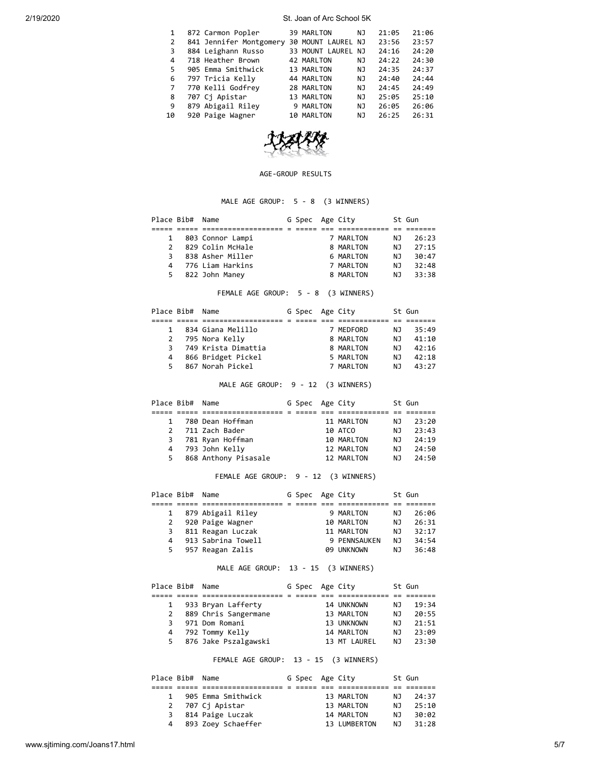| Place | Bib# | Name | Age | City | St | Time | Gun |
|---|---|---|---|---|---|---|---|
| 1 | 872 | Carmon Popler | 39 | MARLTON | NJ | 21:05 | 21:06 |
| 2 | 841 | Jennifer Montgomery | 30 | MOUNT LAUREL | NJ | 23:56 | 23:57 |
| 3 | 884 | Leighann Russo | 33 | MOUNT LAUREL | NJ | 24:16 | 24:20 |
| 4 | 718 | Heather Brown | 42 | MARLTON | NJ | 24:22 | 24:30 |
| 5 | 905 | Emma Smithwick | 13 | MARLTON | NJ | 24:35 | 24:37 |
| 6 | 797 | Tricia Kelly | 44 | MARLTON | NJ | 24:40 | 24:44 |
| 7 | 770 | Kelli Godfrey | 28 | MARLTON | NJ | 24:45 | 24:49 |
| 8 | 707 | Cj Apistar | 13 | MARLTON | NJ | 25:05 | 25:10 |
| 9 | 879 | Abigail Riley | 9 | MARLTON | NJ | 26:05 | 26:06 |
| 10 | 920 | Paige Wagner | 10 | MARLTON | NJ | 26:25 | 26:31 |

AGE-GROUP RESULTS

MALE AGE GROUP: 5 - 8 (3 WINNERS)

| Place | Bib# | Name | G | Spec | Age | City | St | Gun |
|---|---|---|---|---|---|---|---|---|
| 1 | 803 | Connor Lampi | | | 7 | MARLTON | NJ | 26:23 |
| 2 | 829 | Colin McHale | | | 8 | MARLTON | NJ | 27:15 |
| 3 | 838 | Asher Miller | | | 6 | MARLTON | NJ | 30:47 |
| 4 | 776 | Liam Harkins | | | 7 | MARLTON | NJ | 32:48 |
| 5 | 822 | John Maney | | | 8 | MARLTON | NJ | 33:38 |

FEMALE AGE GROUP: 5 - 8 (3 WINNERS)

| Place | Bib# | Name | G | Spec | Age | City | St | Gun |
|---|---|---|---|---|---|---|---|---|
| 1 | 834 | Giana Melillo | | | 7 | MEDFORD | NJ | 35:49 |
| 2 | 795 | Nora Kelly | | | 8 | MARLTON | NJ | 41:10 |
| 3 | 749 | Krista Dimattia | | | 8 | MARLTON | NJ | 42:16 |
| 4 | 866 | Bridget Pickel | | | 5 | MARLTON | NJ | 42:18 |
| 5 | 867 | Norah Pickel | | | 7 | MARLTON | NJ | 43:27 |

MALE AGE GROUP: 9 - 12 (3 WINNERS)

| Place | Bib# | Name | G | Spec | Age | City | St | Gun |
|---|---|---|---|---|---|---|---|---|
| 1 | 780 | Dean Hoffman | | | 11 | MARLTON | NJ | 23:20 |
| 2 | 711 | Zach Bader | | | 10 | ATCO | NJ | 23:43 |
| 3 | 781 | Ryan Hoffman | | | 10 | MARLTON | NJ | 24:19 |
| 4 | 793 | John Kelly | | | 12 | MARLTON | NJ | 24:50 |
| 5 | 868 | Anthony Pisasale | | | 12 | MARLTON | NJ | 24:50 |

FEMALE AGE GROUP: 9 - 12 (3 WINNERS)

| Place | Bib# | Name | G | Spec | Age | City | St | Gun |
|---|---|---|---|---|---|---|---|---|
| 1 | 879 | Abigail Riley | | | 9 | MARLTON | NJ | 26:06 |
| 2 | 920 | Paige Wagner | | | 10 | MARLTON | NJ | 26:31 |
| 3 | 811 | Reagan Luczak | | | 11 | MARLTON | NJ | 32:17 |
| 4 | 913 | Sabrina Towell | | | 9 | PENNSAUKEN | NJ | 34:54 |
| 5 | 957 | Reagan Zalis | | | 09 | UNKNOWN | NJ | 36:48 |

MALE AGE GROUP: 13 - 15 (3 WINNERS)

| Place | Bib# | Name | G | Spec | Age | City | St | Gun |
|---|---|---|---|---|---|---|---|---|
| 1 | 933 | Bryan Lafferty | | | 14 | UNKNOWN | NJ | 19:34 |
| 2 | 889 | Chris Sangermane | | | 13 | MARLTON | NJ | 20:55 |
| 3 | 971 | Dom Romani | | | 13 | UNKNOWN | NJ | 21:51 |
| 4 | 792 | Tommy Kelly | | | 14 | MARLTON | NJ | 23:09 |
| 5 | 876 | Jake Pszalgawski | | | 13 | MT LAUREL | NJ | 23:30 |

FEMALE AGE GROUP: 13 - 15 (3 WINNERS)

| Place | Bib# | Name | G | Spec | Age | City | St | Gun |
|---|---|---|---|---|---|---|---|---|
| 1 | 905 | Emma Smithwick | | | 13 | MARLTON | NJ | 24:37 |
| 2 | 707 | Cj Apistar | | | 13 | MARLTON | NJ | 25:10 |
| 3 | 814 | Paige Luczak | | | 14 | MARLTON | NJ | 30:02 |
| 4 | 893 | Zoey Schaeffer | | | 13 | LUMBERTON | NJ | 31:28 |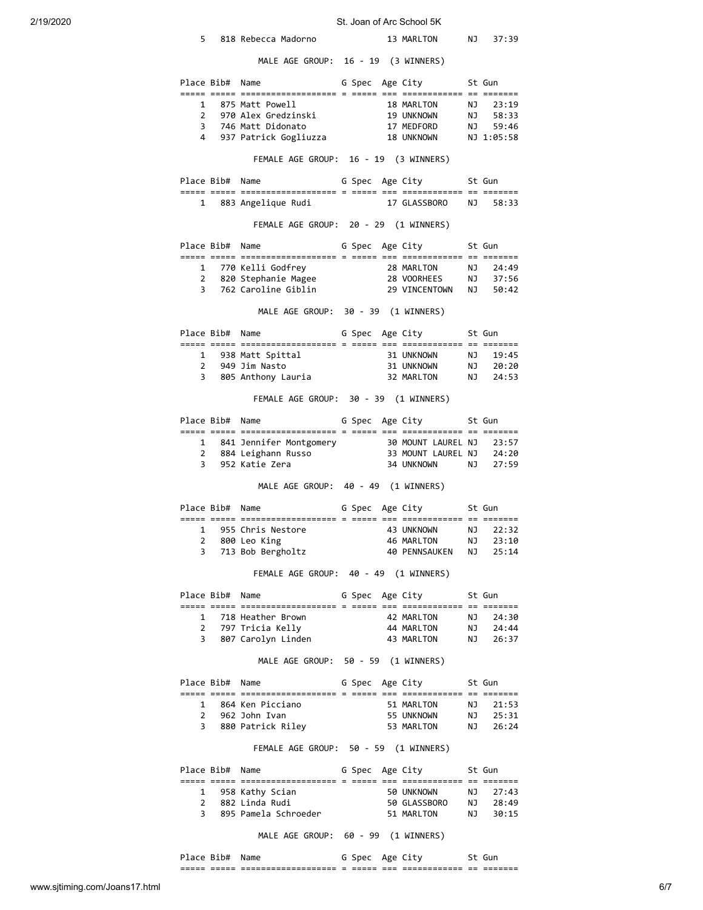| Place | Bib# | Name | G | Spec | Age | City | St | Gun |
|---|---|---|---|---|---|---|---|---|
| 5 | 818 | Rebecca Madorno | | | 13 | MARLTON | NJ | 37:39 |

MALE AGE GROUP: 16 - 19 (3 WINNERS)

| Place | Bib# | Name | G | Spec | Age | City | St | Gun |
|---|---|---|---|---|---|---|---|---|
| 1 | 875 | Matt Powell | | | 18 | MARLTON | NJ | 23:19 |
| 2 | 970 | Alex Gredzinski | | | 19 | UNKNOWN | NJ | 58:33 |
| 3 | 746 | Matt Didonato | | | 17 | MEDFORD | NJ | 59:46 |
| 4 | 937 | Patrick Gogliuzza | | | 18 | UNKNOWN | NJ | 1:05:58 |

FEMALE AGE GROUP: 16 - 19 (3 WINNERS)

| Place | Bib# | Name | G | Spec | Age | City | St | Gun |
|---|---|---|---|---|---|---|---|---|
| 1 | 883 | Angelique Rudi | | | 17 | GLASSBORO | NJ | 58:33 |

FEMALE AGE GROUP: 20 - 29 (1 WINNERS)

| Place | Bib# | Name | G | Spec | Age | City | St | Gun |
|---|---|---|---|---|---|---|---|---|
| 1 | 770 | Kelli Godfrey | | | 28 | MARLTON | NJ | 24:49 |
| 2 | 820 | Stephanie Magee | | | 28 | VOORHEES | NJ | 37:56 |
| 3 | 762 | Caroline Giblin | | | 29 | VINCENTOWN | NJ | 50:42 |

MALE AGE GROUP: 30 - 39 (1 WINNERS)

| Place | Bib# | Name | G | Spec | Age | City | St | Gun |
|---|---|---|---|---|---|---|---|---|
| 1 | 938 | Matt Spittal | | | 31 | UNKNOWN | NJ | 19:45 |
| 2 | 949 | Jim Nasto | | | 31 | UNKNOWN | NJ | 20:20 |
| 3 | 805 | Anthony Lauria | | | 32 | MARLTON | NJ | 24:53 |

FEMALE AGE GROUP: 30 - 39 (1 WINNERS)

| Place | Bib# | Name | G | Spec | Age | City | St | Gun |
|---|---|---|---|---|---|---|---|---|
| 1 | 841 | Jennifer Montgomery | | | 30 | MOUNT LAUREL | NJ | 23:57 |
| 2 | 884 | Leighann Russo | | | 33 | MOUNT LAUREL | NJ | 24:20 |
| 3 | 952 | Katie Zera | | | 34 | UNKNOWN | NJ | 27:59 |

MALE AGE GROUP: 40 - 49 (1 WINNERS)

| Place | Bib# | Name | G | Spec | Age | City | St | Gun |
|---|---|---|---|---|---|---|---|---|
| 1 | 955 | Chris Nestore | | | 43 | UNKNOWN | NJ | 22:32 |
| 2 | 800 | Leo King | | | 46 | MARLTON | NJ | 23:10 |
| 3 | 713 | Bob Bergholtz | | | 40 | PENNSAUKEN | NJ | 25:14 |

FEMALE AGE GROUP: 40 - 49 (1 WINNERS)

| Place | Bib# | Name | G | Spec | Age | City | St | Gun |
|---|---|---|---|---|---|---|---|---|
| 1 | 718 | Heather Brown | | | 42 | MARLTON | NJ | 24:30 |
| 2 | 797 | Tricia Kelly | | | 44 | MARLTON | NJ | 24:44 |
| 3 | 807 | Carolyn Linden | | | 43 | MARLTON | NJ | 26:37 |

MALE AGE GROUP: 50 - 59 (1 WINNERS)

| Place | Bib# | Name | G | Spec | Age | City | St | Gun |
|---|---|---|---|---|---|---|---|---|
| 1 | 864 | Ken Picciano | | | 51 | MARLTON | NJ | 21:53 |
| 2 | 962 | John Ivan | | | 55 | UNKNOWN | NJ | 25:31 |
| 3 | 880 | Patrick Riley | | | 53 | MARLTON | NJ | 26:24 |

FEMALE AGE GROUP: 50 - 59 (1 WINNERS)

| Place | Bib# | Name | G | Spec | Age | City | St | Gun |
|---|---|---|---|---|---|---|---|---|
| 1 | 958 | Kathy Scian | | | 50 | UNKNOWN | NJ | 27:43 |
| 2 | 882 | Linda Rudi | | | 50 | GLASSBORO | NJ | 28:49 |
| 3 | 895 | Pamela Schroeder | | | 51 | MARLTON | NJ | 30:15 |

MALE AGE GROUP: 60 - 99 (1 WINNERS)

| Place | Bib# | Name | G | Spec | Age | City | St | Gun |
|---|---|---|---|---|---|---|---|---|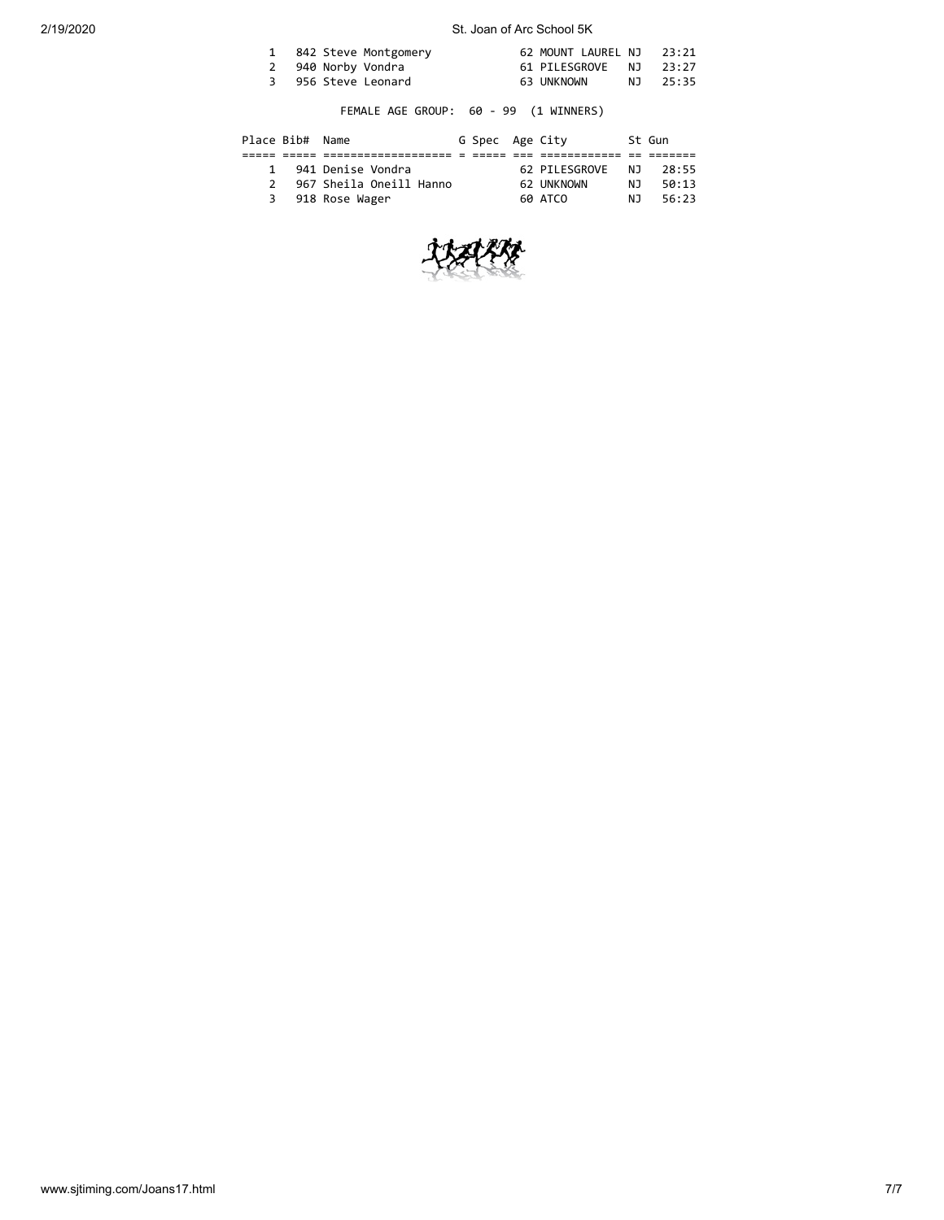| | | | | | | | |
|---|---|---|---|---|---|---|---|
| 1 | 842 | Steve Montgomery | | 62 | MOUNT LAUREL | NJ | 23:21 |
| 2 | 940 | Norby Vondra | | 61 | PILESGROVE | NJ | 23:27 |
| 3 | 956 | Steve Leonard | | 63 | UNKNOWN | NJ | 25:35 |

FEMALE AGE GROUP: 60 - 99 (1 WINNERS)

| Place | Bib# | Name | G Spec | Age | City | St | Gun |
|---|---|---|---|---|---|---|---|
| 1 | 941 | Denise Vondra | | 62 | PILESGROVE | NJ | 28:55 |
| 2 | 967 | Sheila Oneill Hanno | | 62 | UNKNOWN | NJ | 50:13 |
| 3 | 918 | Rose Wager | | 60 | ATCO | NJ | 56:23 |